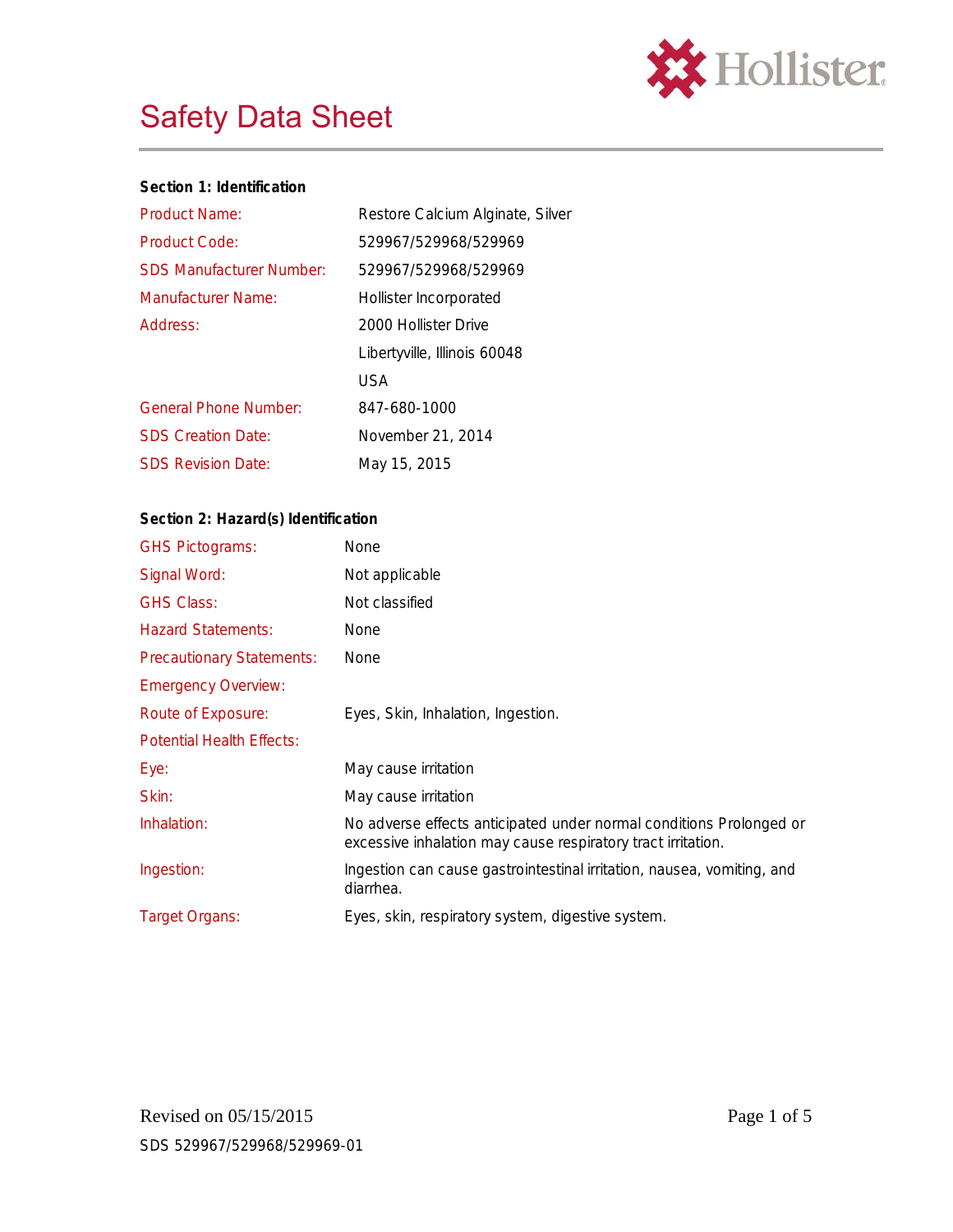# Safety Data Sheet

## Section 1: Identification

| | |
|---|---|
| Product Name: | Restore Calcium Alginate, Silver |
| Product Code: | 529967/529968/529969 |
| SDS Manufacturer Number: | 529967/529968/529969 |
| Manufacturer Name: | Hollister Incorporated |
| Address: | 2000 Hollister Drive<br>Libertyville, Illinois 60048<br>USA |
| General Phone Number: | 847-680-1000 |
| SDS Creation Date: | November 21, 2014 |
| SDS Revision Date: | May 15, 2015 |

## Section 2: Hazard(s) Identification

| | |
|---|---|
| GHS Pictograms: | None |
| Signal Word: | Not applicable |
| GHS Class: | Not classified |
| Hazard Statements: | None |
| Precautionary Statements: | None |
| Emergency Overview: | |
| Route of Exposure: | Eyes, Skin, Inhalation, Ingestion. |
| Potential Health Effects: | |
| Eye: | May cause irritation |
| Skin: | May cause irritation |
| Inhalation: | No adverse effects anticipated under normal conditions Prolonged or excessive inhalation may cause respiratory tract irritation. |
| Ingestion: | Ingestion can cause gastrointestinal irritation, nausea, vomiting, and diarrhea. |
| Target Organs: | Eyes, skin, respiratory system, digestive system. |

Revised on 05/15/2015

SDS 529967/529968/529969-01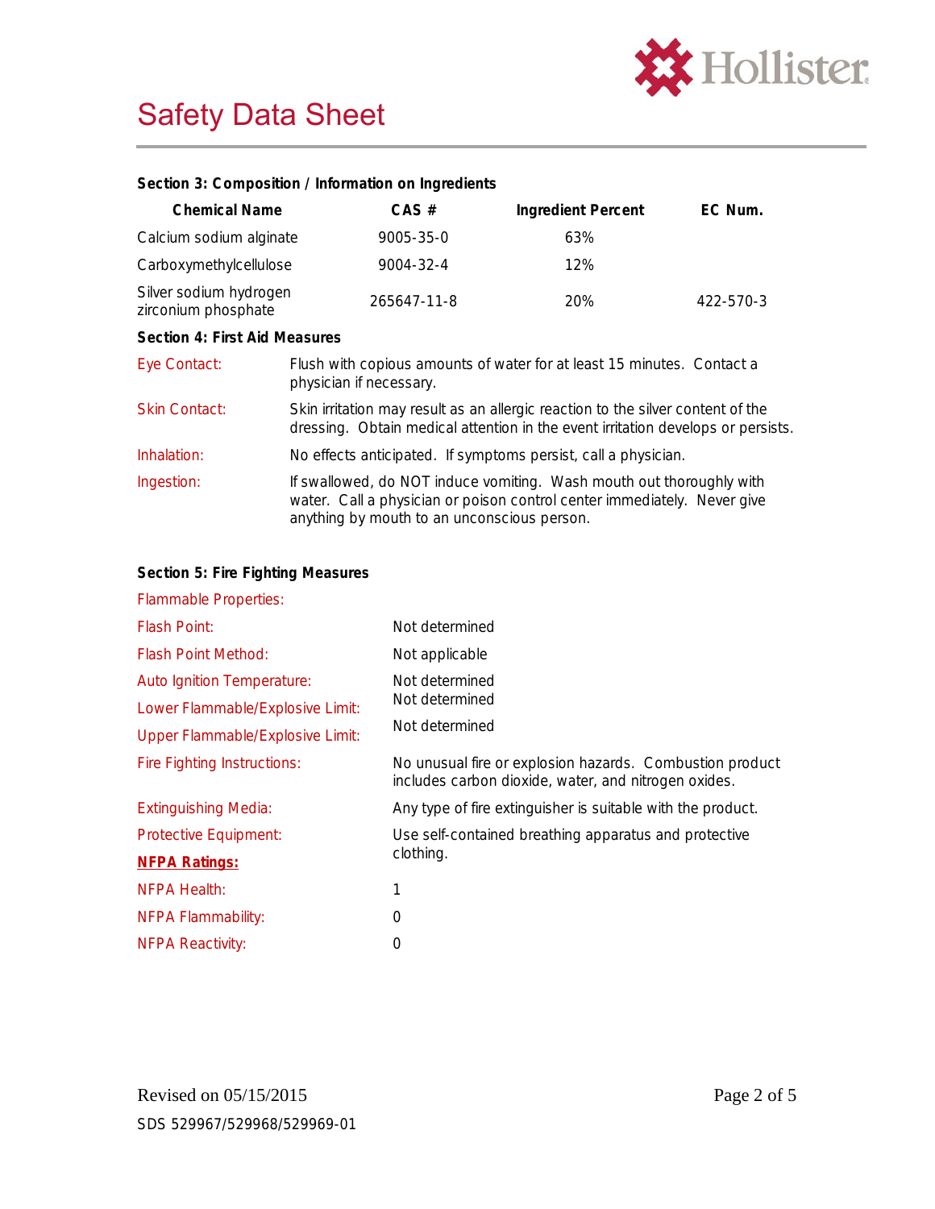## Section 3: Composition / Information on Ingredients

| Chemical Name | CAS # | Ingredient Percent | EC Num. |
|---|---|---|---|
| Calcium sodium alginate | 9005-35-0 | 63% | |
| Carboxymethylcellulose | 9004-32-4 | 12% | |
| Silver sodium hydrogen zirconium phosphate | 265647-11-8 | 20% | 422-570-3 |

## Section 4: First Aid Measures

| | |
|---|---|
| Eye Contact: | Flush with copious amounts of water for at least 15 minutes. Contact a physician if necessary. |
| Skin Contact: | Skin irritation may result as an allergic reaction to the silver content of the dressing. Obtain medical attention in the event irritation develops or persists. |
| Inhalation: | No effects anticipated. If symptoms persist, call a physician. |
| Ingestion: | If swallowed, do NOT induce vomiting. Wash mouth out thoroughly with water. Call a physician or poison control center immediately. Never give anything by mouth to an unconscious person. |

## Section 5: Fire Fighting Measures

| | |
|---|---|
| Flammable Properties: | |
| Flash Point: | Not determined |
| Flash Point Method: | Not applicable |
| Auto Ignition Temperature: | Not determined |
| Lower Flammable/Explosive Limit: | Not determined |
| Upper Flammable/Explosive Limit: | Not determined |
| Fire Fighting Instructions: | No unusual fire or explosion hazards. Combustion product includes carbon dioxide, water, and nitrogen oxides. |
| Extinguishing Media: | Any type of fire extinguisher is suitable with the product. |
| Protective Equipment: | Use self-contained breathing apparatus and protective clothing. |
| **NFPA Ratings:** | |
| NFPA Health: | 1 |
| NFPA Flammability: | 0 |
| NFPA Reactivity: | 0 |

Revised on 05/15/2015

SDS 529967/529968/529969-01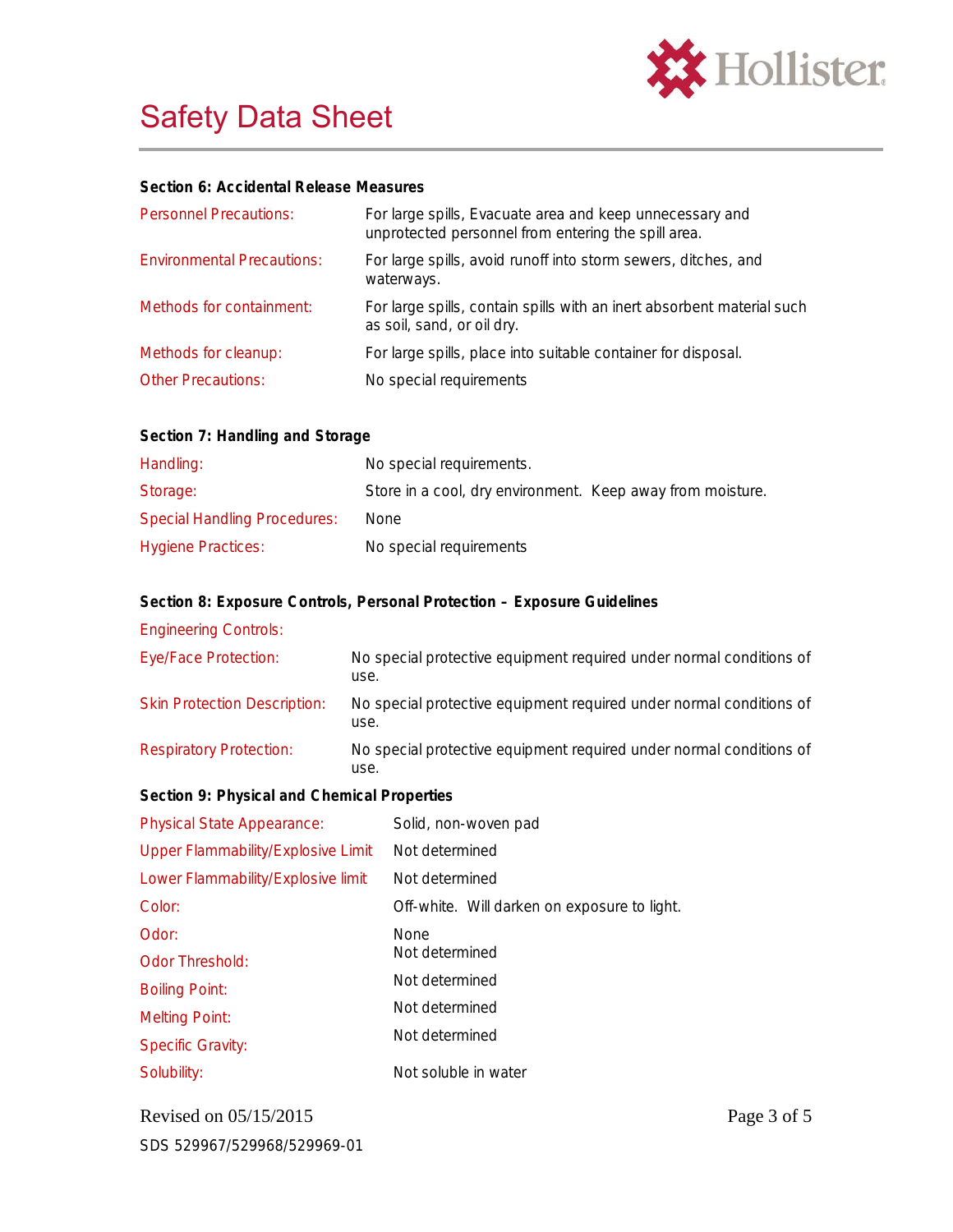### Section 6: Accidental Release Measures

| | |
|---|---|
| Personnel Precautions: | For large spills, Evacuate area and keep unnecessary and unprotected personnel from entering the spill area. |
| Environmental Precautions: | For large spills, avoid runoff into storm sewers, ditches, and waterways. |
| Methods for containment: | For large spills, contain spills with an inert absorbent material such as soil, sand, or oil dry. |
| Methods for cleanup: | For large spills, place into suitable container for disposal. |
| Other Precautions: | No special requirements |

### Section 7: Handling and Storage

| | |
|---|---|
| Handling: | No special requirements. |
| Storage: | Store in a cool, dry environment. Keep away from moisture. |
| Special Handling Procedures: | None |
| Hygiene Practices: | No special requirements |

### Section 8: Exposure Controls, Personal Protection – Exposure Guidelines

| | |
|---|---|
| Engineering Controls: | |
| Eye/Face Protection: | No special protective equipment required under normal conditions of use. |
| Skin Protection Description: | No special protective equipment required under normal conditions of use. |
| Respiratory Protection: | No special protective equipment required under normal conditions of use. |

### Section 9: Physical and Chemical Properties

| | |
|---|---|
| Physical State Appearance: | Solid, non-woven pad |
| Upper Flammability/Explosive Limit | Not determined |
| Lower Flammability/Explosive limit | Not determined |
| Color: | Off-white. Will darken on exposure to light. |
| Odor: | None |
| Odor Threshold: | Not determined |
| Boiling Point: | Not determined |
| Melting Point: | Not determined |
| Specific Gravity: | Not determined |
| Solubility: | Not soluble in water |

Revised on 05/15/2015

SDS 529967/529968/529969-01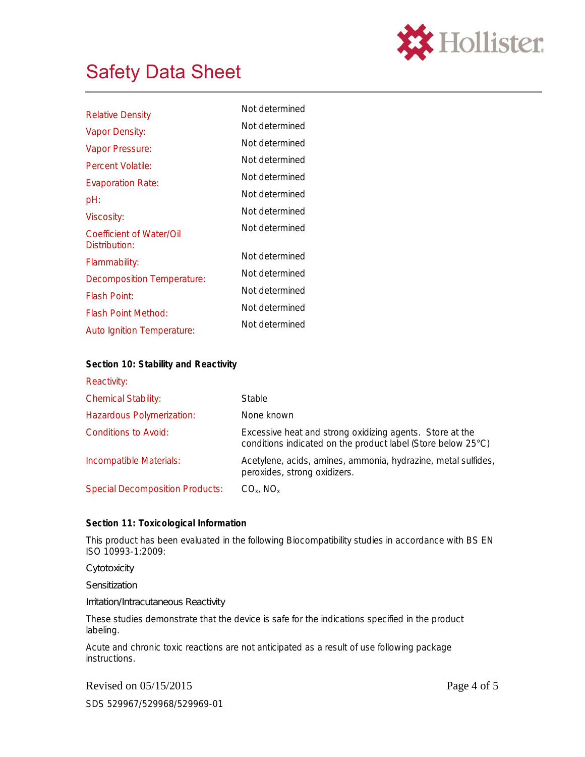| | |
|---|---|
| Relative Density | Not determined |
| Vapor Density: | Not determined |
| Vapor Pressure: | Not determined |
| Percent Volatile: | Not determined |
| Evaporation Rate: | Not determined |
| pH: | Not determined |
| Viscosity: | Not determined |
| Coefficient of Water/Oil Distribution: | Not determined |
| Flammability: | Not determined |
| Decomposition Temperature: | Not determined |
| Flash Point: | Not determined |
| Flash Point Method: | Not determined |
| Auto Ignition Temperature: | Not determined |

**Section 10: Stability and Reactivity**

| | |
|---|---|
| Reactivity: | |
| Chemical Stability: | Stable |
| Hazardous Polymerization: | None known |
| Conditions to Avoid: | Excessive heat and strong oxidizing agents. Store at the conditions indicated on the product label (Store below 25°C) |
| Incompatible Materials: | Acetylene, acids, amines, ammonia, hydrazine, metal sulfides, peroxides, strong oxidizers. |
| Special Decomposition Products: | $CO_x$, $NO_x$ |

**Section 11: Toxicological Information**

This product has been evaluated in the following Biocompatibility studies in accordance with BS EN ISO 10993-1:2009:

Cytotoxicity

Sensitization

Irritation/Intracutaneous Reactivity

These studies demonstrate that the device is safe for the indications specified in the product labeling.

Acute and chronic toxic reactions are not anticipated as a result of use following package instructions.

Revised on 05/15/2015

SDS 529967/529968/529969-01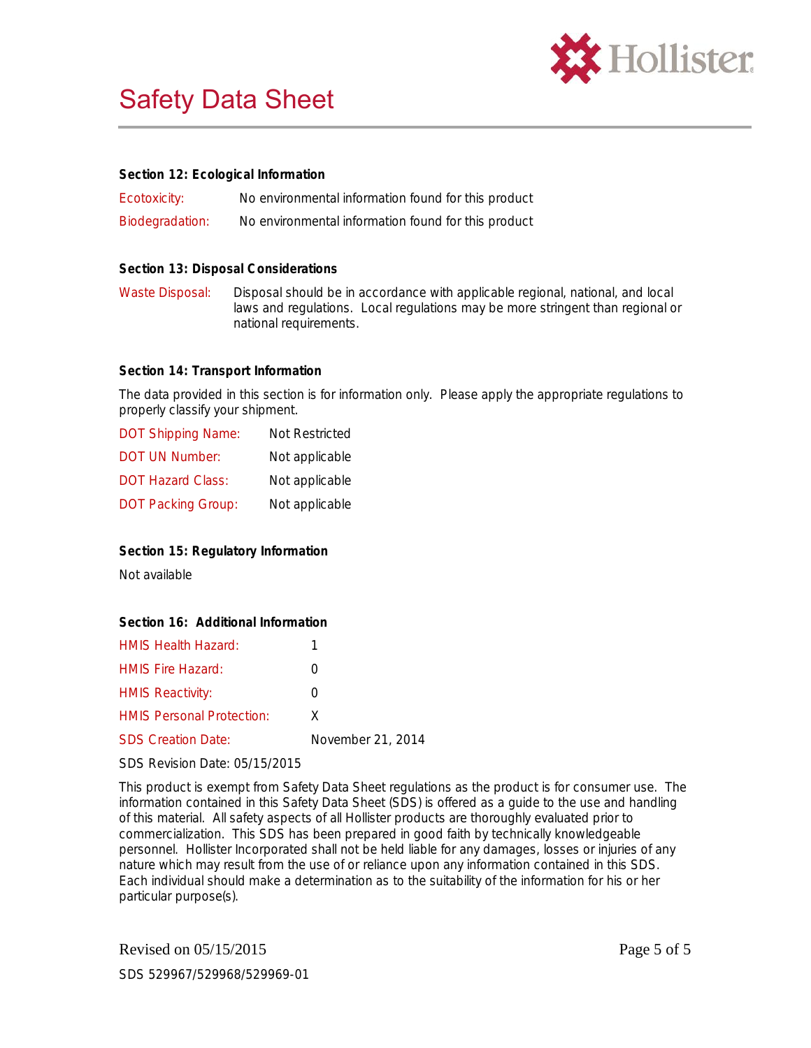### Section 12: Ecological Information

| | |
|---|---|
| Ecotoxicity: | No environmental information found for this product |
| Biodegradation: | No environmental information found for this product |

### Section 13: Disposal Considerations

| | |
|---|---|
| Waste Disposal: | Disposal should be in accordance with applicable regional, national, and local laws and regulations. Local regulations may be more stringent than regional or national requirements. |

### Section 14: Transport Information

The data provided in this section is for information only. Please apply the appropriate regulations to properly classify your shipment.

| | |
|---|---|
| DOT Shipping Name: | Not Restricted |
| DOT UN Number: | Not applicable |
| DOT Hazard Class: | Not applicable |
| DOT Packing Group: | Not applicable |

### Section 15: Regulatory Information

Not available

### Section 16: Additional Information

| | |
|---|---|
| HMIS Health Hazard: | 1 |
| HMIS Fire Hazard: | 0 |
| HMIS Reactivity: | 0 |
| HMIS Personal Protection: | X |
| SDS Creation Date: | November 21, 2014 |

SDS Revision Date: 05/15/2015

This product is exempt from Safety Data Sheet regulations as the product is for consumer use. The information contained in this Safety Data Sheet (SDS) is offered as a guide to the use and handling of this material. All safety aspects of all Hollister products are thoroughly evaluated prior to commercialization. This SDS has been prepared in good faith by technically knowledgeable personnel. Hollister Incorporated shall not be held liable for any damages, losses or injuries of any nature which may result from the use of or reliance upon any information contained in this SDS. Each individual should make a determination as to the suitability of the information for his or her particular purpose(s).